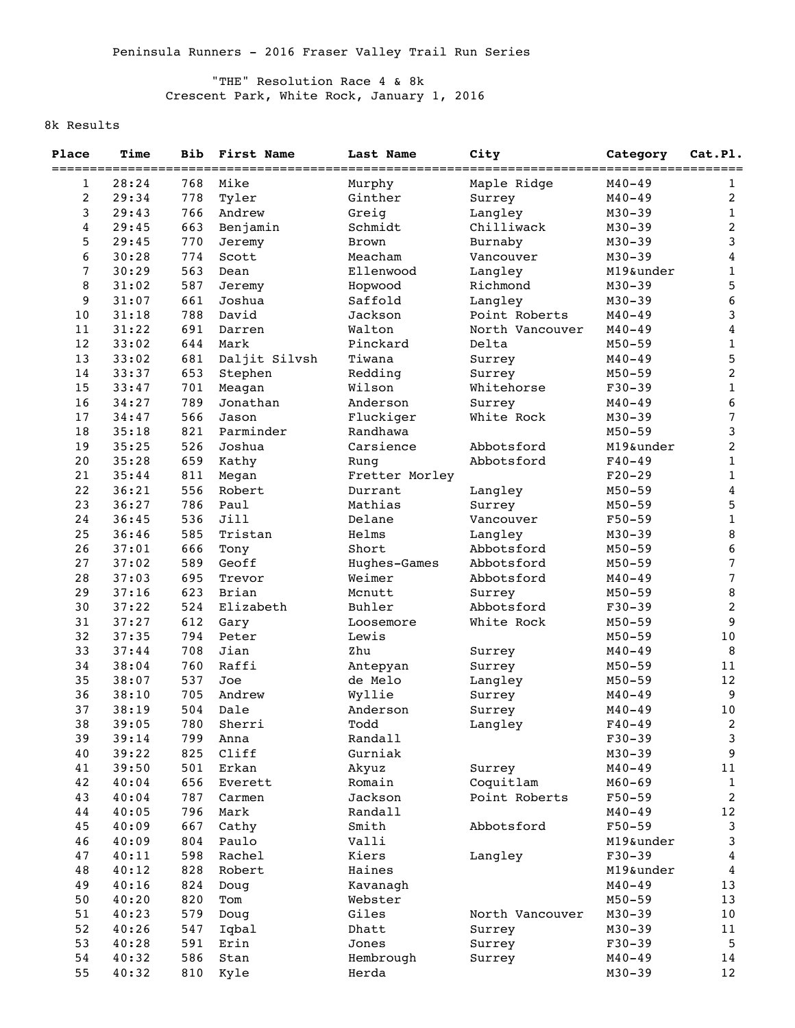Peninsula Runners - 2016 Fraser Valley Trail Run Series

"THE" Resolution Race 4 & 8k
Crescent Park, White Rock, January 1, 2016

8k Results

| Place | Time | Bib | First Name | Last Name | City | Category | Cat.Pl. |
|---|---|---|---|---|---|---|---|
| 1 | 28:24 | 768 | Mike | Murphy | Maple Ridge | M40-49 | 1 |
| 2 | 29:34 | 778 | Tyler | Ginther | Surrey | M40-49 | 2 |
| 3 | 29:43 | 766 | Andrew | Greig | Langley | M30-39 | 1 |
| 4 | 29:45 | 663 | Benjamin | Schmidt | Chilliwack | M30-39 | 2 |
| 5 | 29:45 | 770 | Jeremy | Brown | Burnaby | M30-39 | 3 |
| 6 | 30:28 | 774 | Scott | Meacham | Vancouver | M30-39 | 4 |
| 7 | 30:29 | 563 | Dean | Ellenwood | Langley | M19&under | 1 |
| 8 | 31:02 | 587 | Jeremy | Hopwood | Richmond | M30-39 | 5 |
| 9 | 31:07 | 661 | Joshua | Saffold | Langley | M30-39 | 6 |
| 10 | 31:18 | 788 | David | Jackson | Point Roberts | M40-49 | 3 |
| 11 | 31:22 | 691 | Darren | Walton | North Vancouver | M40-49 | 4 |
| 12 | 33:02 | 644 | Mark | Pinckard | Delta | M50-59 | 1 |
| 13 | 33:02 | 681 | Daljit Silvsh | Tiwana | Surrey | M40-49 | 5 |
| 14 | 33:37 | 653 | Stephen | Redding | Surrey | M50-59 | 2 |
| 15 | 33:47 | 701 | Meagan | Wilson | Whitehorse | F30-39 | 1 |
| 16 | 34:27 | 789 | Jonathan | Anderson | Surrey | M40-49 | 6 |
| 17 | 34:47 | 566 | Jason | Fluckiger | White Rock | M30-39 | 7 |
| 18 | 35:18 | 821 | Parminder | Randhawa | | M50-59 | 3 |
| 19 | 35:25 | 526 | Joshua | Carsience | Abbotsford | M19&under | 2 |
| 20 | 35:28 | 659 | Kathy | Rung | Abbotsford | F40-49 | 1 |
| 21 | 35:44 | 811 | Megan | Fretter Morley | | F20-29 | 1 |
| 22 | 36:21 | 556 | Robert | Durrant | Langley | M50-59 | 4 |
| 23 | 36:27 | 786 | Paul | Mathias | Surrey | M50-59 | 5 |
| 24 | 36:45 | 536 | Jill | Delane | Vancouver | F50-59 | 1 |
| 25 | 36:46 | 585 | Tristan | Helms | Langley | M30-39 | 8 |
| 26 | 37:01 | 666 | Tony | Short | Abbotsford | M50-59 | 6 |
| 27 | 37:02 | 589 | Geoff | Hughes-Games | Abbotsford | M50-59 | 7 |
| 28 | 37:03 | 695 | Trevor | Weimer | Abbotsford | M40-49 | 7 |
| 29 | 37:16 | 623 | Brian | Mcnutt | Surrey | M50-59 | 8 |
| 30 | 37:22 | 524 | Elizabeth | Buhler | Abbotsford | F30-39 | 2 |
| 31 | 37:27 | 612 | Gary | Loosemore | White Rock | M50-59 | 9 |
| 32 | 37:35 | 794 | Peter | Lewis | | M50-59 | 10 |
| 33 | 37:44 | 708 | Jian | Zhu | Surrey | M40-49 | 8 |
| 34 | 38:04 | 760 | Raffi | Antepyan | Surrey | M50-59 | 11 |
| 35 | 38:07 | 537 | Joe | de Melo | Langley | M50-59 | 12 |
| 36 | 38:10 | 705 | Andrew | Wyllie | Surrey | M40-49 | 9 |
| 37 | 38:19 | 504 | Dale | Anderson | Surrey | M40-49 | 10 |
| 38 | 39:05 | 780 | Sherri | Todd | Langley | F40-49 | 2 |
| 39 | 39:14 | 799 | Anna | Randall | | F30-39 | 3 |
| 40 | 39:22 | 825 | Cliff | Gurniak | | M30-39 | 9 |
| 41 | 39:50 | 501 | Erkan | Akyuz | Surrey | M40-49 | 11 |
| 42 | 40:04 | 656 | Everett | Romain | Coquitlam | M60-69 | 1 |
| 43 | 40:04 | 787 | Carmen | Jackson | Point Roberts | F50-59 | 2 |
| 44 | 40:05 | 796 | Mark | Randall | | M40-49 | 12 |
| 45 | 40:09 | 667 | Cathy | Smith | Abbotsford | F50-59 | 3 |
| 46 | 40:09 | 804 | Paulo | Valli | | M19&under | 3 |
| 47 | 40:11 | 598 | Rachel | Kiers | Langley | F30-39 | 4 |
| 48 | 40:12 | 828 | Robert | Haines | | M19&under | 4 |
| 49 | 40:16 | 824 | Doug | Kavanagh | | M40-49 | 13 |
| 50 | 40:20 | 820 | Tom | Webster | | M50-59 | 13 |
| 51 | 40:23 | 579 | Doug | Giles | North Vancouver | M30-39 | 10 |
| 52 | 40:26 | 547 | Iqbal | Dhatt | Surrey | M30-39 | 11 |
| 53 | 40:28 | 591 | Erin | Jones | Surrey | F30-39 | 5 |
| 54 | 40:32 | 586 | Stan | Hembrough | Surrey | M40-49 | 14 |
| 55 | 40:32 | 810 | Kyle | Herda | | M30-39 | 12 |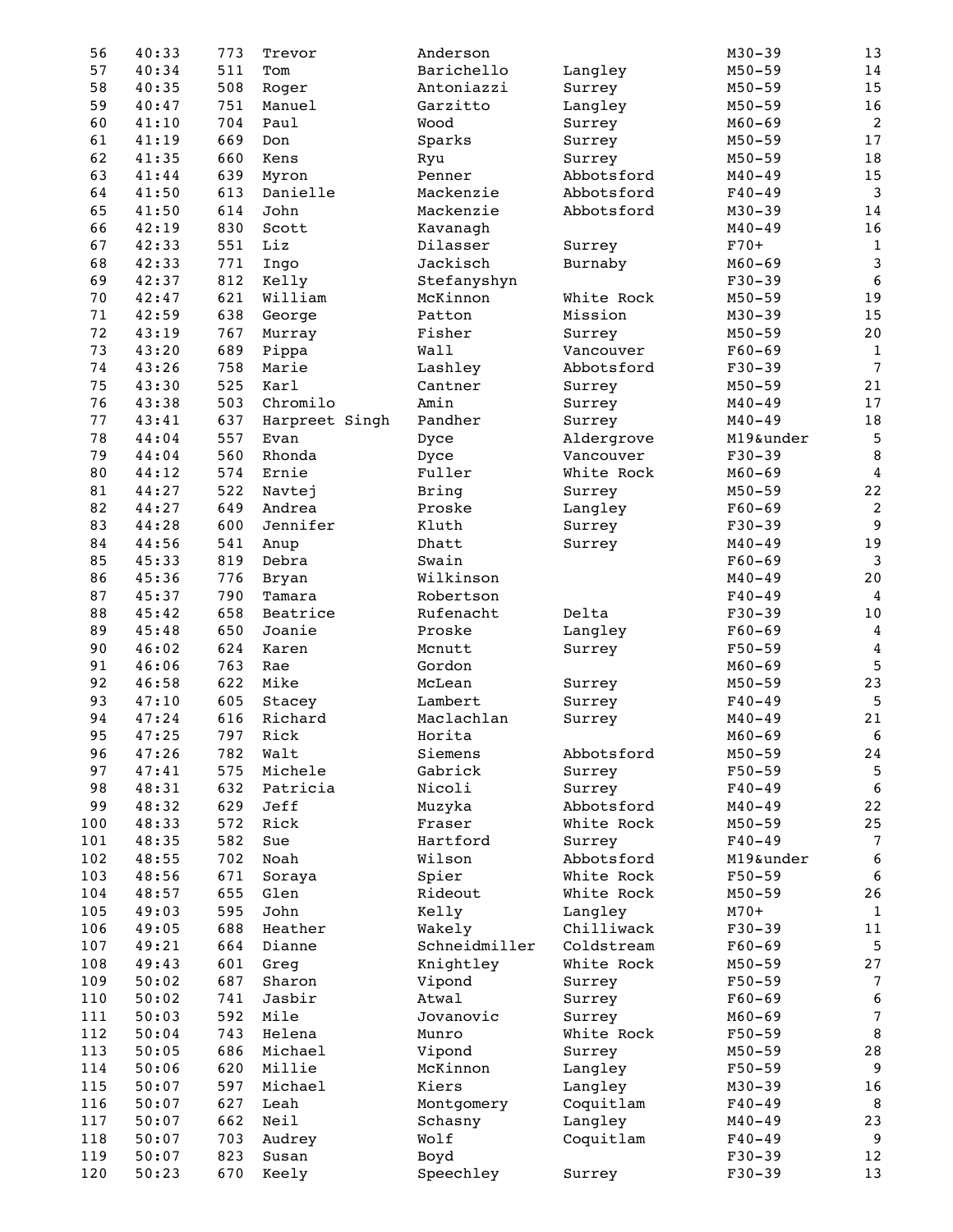| 56 | 40:33 | 773 | Trevor | Anderson | | M30-39 | 13 |
|---|---|---|---|---|---|---|---|
| 57 | 40:34 | 511 | Tom | Barichello | Langley | M50-59 | 14 |
| 58 | 40:35 | 508 | Roger | Antoniazzi | Surrey | M50-59 | 15 |
| 59 | 40:47 | 751 | Manuel | Garzitto | Langley | M50-59 | 16 |
| 60 | 41:10 | 704 | Paul | Wood | Surrey | M60-69 | 2 |
| 61 | 41:19 | 669 | Don | Sparks | Surrey | M50-59 | 17 |
| 62 | 41:35 | 660 | Kens | Ryu | Surrey | M50-59 | 18 |
| 63 | 41:44 | 639 | Myron | Penner | Abbotsford | M40-49 | 15 |
| 64 | 41:50 | 613 | Danielle | Mackenzie | Abbotsford | F40-49 | 3 |
| 65 | 41:50 | 614 | John | Mackenzie | Abbotsford | M30-39 | 14 |
| 66 | 42:19 | 830 | Scott | Kavanagh | | M40-49 | 16 |
| 67 | 42:33 | 551 | Liz | Dilasser | Surrey | F70+ | 1 |
| 68 | 42:33 | 771 | Ingo | Jackisch | Burnaby | M60-69 | 3 |
| 69 | 42:37 | 812 | Kelly | Stefanyshyn | | F30-39 | 6 |
| 70 | 42:47 | 621 | William | McKinnon | White Rock | M50-59 | 19 |
| 71 | 42:59 | 638 | George | Patton | Mission | M30-39 | 15 |
| 72 | 43:19 | 767 | Murray | Fisher | Surrey | M50-59 | 20 |
| 73 | 43:20 | 689 | Pippa | Wall | Vancouver | F60-69 | 1 |
| 74 | 43:26 | 758 | Marie | Lashley | Abbotsford | F30-39 | 7 |
| 75 | 43:30 | 525 | Karl | Cantner | Surrey | M50-59 | 21 |
| 76 | 43:38 | 503 | Chromilo | Amin | Surrey | M40-49 | 17 |
| 77 | 43:41 | 637 | Harpreet Singh | Pandher | Surrey | M40-49 | 18 |
| 78 | 44:04 | 557 | Evan | Dyce | Aldergrove | M19&under | 5 |
| 79 | 44:04 | 560 | Rhonda | Dyce | Vancouver | F30-39 | 8 |
| 80 | 44:12 | 574 | Ernie | Fuller | White Rock | M60-69 | 4 |
| 81 | 44:27 | 522 | Navtej | Bring | Surrey | M50-59 | 22 |
| 82 | 44:27 | 649 | Andrea | Proske | Langley | F60-69 | 2 |
| 83 | 44:28 | 600 | Jennifer | Kluth | Surrey | F30-39 | 9 |
| 84 | 44:56 | 541 | Anup | Dhatt | Surrey | M40-49 | 19 |
| 85 | 45:33 | 819 | Debra | Swain | | F60-69 | 3 |
| 86 | 45:36 | 776 | Bryan | Wilkinson | | M40-49 | 20 |
| 87 | 45:37 | 790 | Tamara | Robertson | | F40-49 | 4 |
| 88 | 45:42 | 658 | Beatrice | Rufenacht | Delta | F30-39 | 10 |
| 89 | 45:48 | 650 | Joanie | Proske | Langley | F60-69 | 4 |
| 90 | 46:02 | 624 | Karen | Mcnutt | Surrey | F50-59 | 4 |
| 91 | 46:06 | 763 | Rae | Gordon | | M60-69 | 5 |
| 92 | 46:58 | 622 | Mike | McLean | Surrey | M50-59 | 23 |
| 93 | 47:10 | 605 | Stacey | Lambert | Surrey | F40-49 | 5 |
| 94 | 47:24 | 616 | Richard | Maclachlan | Surrey | M40-49 | 21 |
| 95 | 47:25 | 797 | Rick | Horita | | M60-69 | 6 |
| 96 | 47:26 | 782 | Walt | Siemens | Abbotsford | M50-59 | 24 |
| 97 | 47:41 | 575 | Michele | Gabrick | Surrey | F50-59 | 5 |
| 98 | 48:31 | 632 | Patricia | Nicoli | Surrey | F40-49 | 6 |
| 99 | 48:32 | 629 | Jeff | Muzyka | Abbotsford | M40-49 | 22 |
| 100 | 48:33 | 572 | Rick | Fraser | White Rock | M50-59 | 25 |
| 101 | 48:35 | 582 | Sue | Hartford | Surrey | F40-49 | 7 |
| 102 | 48:55 | 702 | Noah | Wilson | Abbotsford | M19&under | 6 |
| 103 | 48:56 | 671 | Soraya | Spier | White Rock | F50-59 | 6 |
| 104 | 48:57 | 655 | Glen | Rideout | White Rock | M50-59 | 26 |
| 105 | 49:03 | 595 | John | Kelly | Langley | M70+ | 1 |
| 106 | 49:05 | 688 | Heather | Wakely | Chilliwack | F30-39 | 11 |
| 107 | 49:21 | 664 | Dianne | Schneidmiller | Coldstream | F60-69 | 5 |
| 108 | 49:43 | 601 | Greg | Knightley | White Rock | M50-59 | 27 |
| 109 | 50:02 | 687 | Sharon | Vipond | Surrey | F50-59 | 7 |
| 110 | 50:02 | 741 | Jasbir | Atwal | Surrey | F60-69 | 6 |
| 111 | 50:03 | 592 | Mile | Jovanovic | Surrey | M60-69 | 7 |
| 112 | 50:04 | 743 | Helena | Munro | White Rock | F50-59 | 8 |
| 113 | 50:05 | 686 | Michael | Vipond | Surrey | M50-59 | 28 |
| 114 | 50:06 | 620 | Millie | McKinnon | Langley | F50-59 | 9 |
| 115 | 50:07 | 597 | Michael | Kiers | Langley | M30-39 | 16 |
| 116 | 50:07 | 627 | Leah | Montgomery | Coquitlam | F40-49 | 8 |
| 117 | 50:07 | 662 | Neil | Schasny | Langley | M40-49 | 23 |
| 118 | 50:07 | 703 | Audrey | Wolf | Coquitlam | F40-49 | 9 |
| 119 | 50:07 | 823 | Susan | Boyd | | F30-39 | 12 |
| 120 | 50:23 | 670 | Keely | Speechley | Surrey | F30-39 | 13 |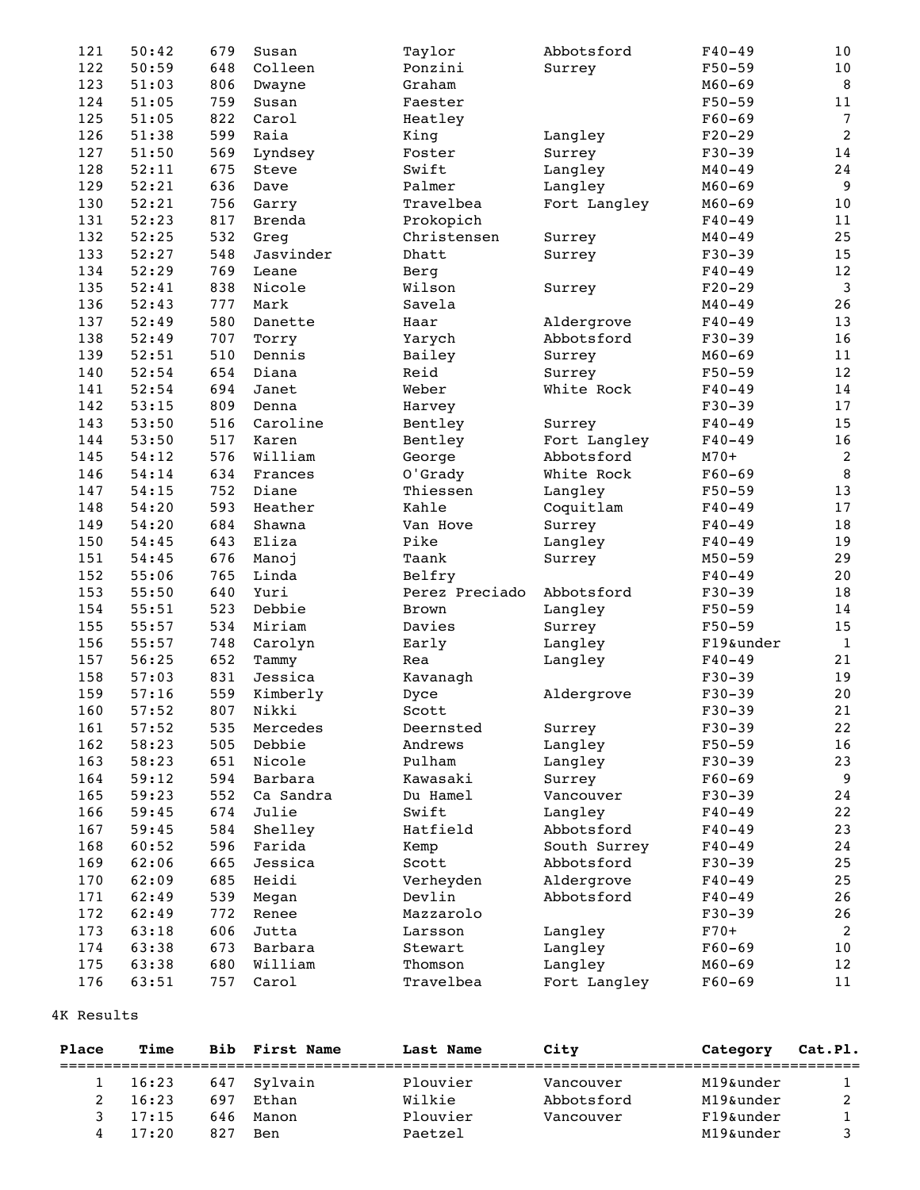| | | | | | | | |
|---|---|---|---|---|---|---|---|
| 121 | 50:42 | 679 | Susan | Taylor | Abbotsford | F40-49 | 10 |
| 122 | 50:59 | 648 | Colleen | Ponzini | Surrey | F50-59 | 10 |
| 123 | 51:03 | 806 | Dwayne | Graham | | M60-69 | 8 |
| 124 | 51:05 | 759 | Susan | Faester | | F50-59 | 11 |
| 125 | 51:05 | 822 | Carol | Heatley | | F60-69 | 7 |
| 126 | 51:38 | 599 | Raia | King | Langley | F20-29 | 2 |
| 127 | 51:50 | 569 | Lyndsey | Foster | Surrey | F30-39 | 14 |
| 128 | 52:11 | 675 | Steve | Swift | Langley | M40-49 | 24 |
| 129 | 52:21 | 636 | Dave | Palmer | Langley | M60-69 | 9 |
| 130 | 52:21 | 756 | Garry | Travelbea | Fort Langley | M60-69 | 10 |
| 131 | 52:23 | 817 | Brenda | Prokopich | | F40-49 | 11 |
| 132 | 52:25 | 532 | Greg | Christensen | Surrey | M40-49 | 25 |
| 133 | 52:27 | 548 | Jasvinder | Dhatt | Surrey | F30-39 | 15 |
| 134 | 52:29 | 769 | Leane | Berg | | F40-49 | 12 |
| 135 | 52:41 | 838 | Nicole | Wilson | Surrey | F20-29 | 3 |
| 136 | 52:43 | 777 | Mark | Savela | | M40-49 | 26 |
| 137 | 52:49 | 580 | Danette | Haar | Aldergrove | F40-49 | 13 |
| 138 | 52:49 | 707 | Torry | Yarych | Abbotsford | F30-39 | 16 |
| 139 | 52:51 | 510 | Dennis | Bailey | Surrey | M60-69 | 11 |
| 140 | 52:54 | 654 | Diana | Reid | Surrey | F50-59 | 12 |
| 141 | 52:54 | 694 | Janet | Weber | White Rock | F40-49 | 14 |
| 142 | 53:15 | 809 | Denna | Harvey | | F30-39 | 17 |
| 143 | 53:50 | 516 | Caroline | Bentley | Surrey | F40-49 | 15 |
| 144 | 53:50 | 517 | Karen | Bentley | Fort Langley | F40-49 | 16 |
| 145 | 54:12 | 576 | William | George | Abbotsford | M70+ | 2 |
| 146 | 54:14 | 634 | Frances | O'Grady | White Rock | F60-69 | 8 |
| 147 | 54:15 | 752 | Diane | Thiessen | Langley | F50-59 | 13 |
| 148 | 54:20 | 593 | Heather | Kahle | Coquitlam | F40-49 | 17 |
| 149 | 54:20 | 684 | Shawna | Van Hove | Surrey | F40-49 | 18 |
| 150 | 54:45 | 643 | Eliza | Pike | Langley | F40-49 | 19 |
| 151 | 54:45 | 676 | Manoj | Taank | Surrey | M50-59 | 29 |
| 152 | 55:06 | 765 | Linda | Belfry | | F40-49 | 20 |
| 153 | 55:50 | 640 | Yuri | Perez Preciado | Abbotsford | F30-39 | 18 |
| 154 | 55:51 | 523 | Debbie | Brown | Langley | F50-59 | 14 |
| 155 | 55:57 | 534 | Miriam | Davies | Surrey | F50-59 | 15 |
| 156 | 55:57 | 748 | Carolyn | Early | Langley | F19&under | 1 |
| 157 | 56:25 | 652 | Tammy | Rea | Langley | F40-49 | 21 |
| 158 | 57:03 | 831 | Jessica | Kavanagh | | F30-39 | 19 |
| 159 | 57:16 | 559 | Kimberly | Dyce | Aldergrove | F30-39 | 20 |
| 160 | 57:52 | 807 | Nikki | Scott | | F30-39 | 21 |
| 161 | 57:52 | 535 | Mercedes | Deernsted | Surrey | F30-39 | 22 |
| 162 | 58:23 | 505 | Debbie | Andrews | Langley | F50-59 | 16 |
| 163 | 58:23 | 651 | Nicole | Pulham | Langley | F30-39 | 23 |
| 164 | 59:12 | 594 | Barbara | Kawasaki | Surrey | F60-69 | 9 |
| 165 | 59:23 | 552 | Ca Sandra | Du Hamel | Vancouver | F30-39 | 24 |
| 166 | 59:45 | 674 | Julie | Swift | Langley | F40-49 | 22 |
| 167 | 59:45 | 584 | Shelley | Hatfield | Abbotsford | F40-49 | 23 |
| 168 | 60:52 | 596 | Farida | Kemp | South Surrey | F40-49 | 24 |
| 169 | 62:06 | 665 | Jessica | Scott | Abbotsford | F30-39 | 25 |
| 170 | 62:09 | 685 | Heidi | Verheyden | Aldergrove | F40-49 | 25 |
| 171 | 62:49 | 539 | Megan | Devlin | Abbotsford | F40-49 | 26 |
| 172 | 62:49 | 772 | Renee | Mazzarolo | | F30-39 | 26 |
| 173 | 63:18 | 606 | Jutta | Larsson | Langley | F70+ | 2 |
| 174 | 63:38 | 673 | Barbara | Stewart | Langley | F60-69 | 10 |
| 175 | 63:38 | 680 | William | Thomson | Langley | M60-69 | 12 |
| 176 | 63:51 | 757 | Carol | Travelbea | Fort Langley | F60-69 | 11 |

4K Results

| Place | Time | Bib | First Name | Last Name | City | Category | Cat.Pl. |
|---|---|---|---|---|---|---|---|
| 1 | 16:23 | 647 | Sylvain | Plouvier | Vancouver | M19&under | 1 |
| 2 | 16:23 | 697 | Ethan | Wilkie | Abbotsford | M19&under | 2 |
| 3 | 17:15 | 646 | Manon | Plouvier | Vancouver | F19&under | 1 |
| 4 | 17:20 | 827 | Ben | Paetzel | | M19&under | 3 |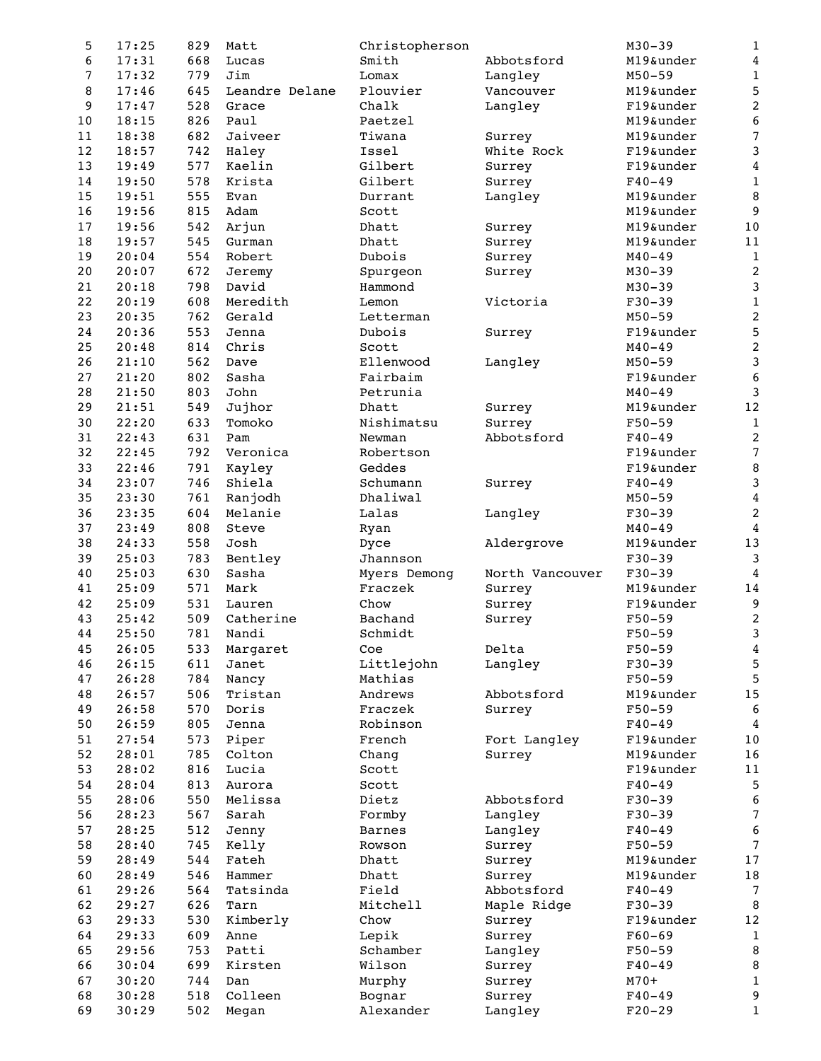| | | | | | | | |
|---|---|---|---|---|---|---|---|
| 5 | 17:25 | 829 | Matt | Christopherson | | M30-39 | 1 |
| 6 | 17:31 | 668 | Lucas | Smith | Abbotsford | M19&under | 4 |
| 7 | 17:32 | 779 | Jim | Lomax | Langley | M50-59 | 1 |
| 8 | 17:46 | 645 | Leandre Delane | Plouvier | Vancouver | M19&under | 5 |
| 9 | 17:47 | 528 | Grace | Chalk | Langley | F19&under | 2 |
| 10 | 18:15 | 826 | Paul | Paetzel | | M19&under | 6 |
| 11 | 18:38 | 682 | Jaiveer | Tiwana | Surrey | M19&under | 7 |
| 12 | 18:57 | 742 | Haley | Issel | White Rock | F19&under | 3 |
| 13 | 19:49 | 577 | Kaelin | Gilbert | Surrey | F19&under | 4 |
| 14 | 19:50 | 578 | Krista | Gilbert | Surrey | F40-49 | 1 |
| 15 | 19:51 | 555 | Evan | Durrant | Langley | M19&under | 8 |
| 16 | 19:56 | 815 | Adam | Scott | | M19&under | 9 |
| 17 | 19:56 | 542 | Arjun | Dhatt | Surrey | M19&under | 10 |
| 18 | 19:57 | 545 | Gurman | Dhatt | Surrey | M19&under | 11 |
| 19 | 20:04 | 554 | Robert | Dubois | Surrey | M40-49 | 1 |
| 20 | 20:07 | 672 | Jeremy | Spurgeon | Surrey | M30-39 | 2 |
| 21 | 20:18 | 798 | David | Hammond | | M30-39 | 3 |
| 22 | 20:19 | 608 | Meredith | Lemon | Victoria | F30-39 | 1 |
| 23 | 20:35 | 762 | Gerald | Letterman | | M50-59 | 2 |
| 24 | 20:36 | 553 | Jenna | Dubois | Surrey | F19&under | 5 |
| 25 | 20:48 | 814 | Chris | Scott | | M40-49 | 2 |
| 26 | 21:10 | 562 | Dave | Ellenwood | Langley | M50-59 | 3 |
| 27 | 21:20 | 802 | Sasha | Fairbaim | | F19&under | 6 |
| 28 | 21:50 | 803 | John | Petrunia | | M40-49 | 3 |
| 29 | 21:51 | 549 | Jujhor | Dhatt | Surrey | M19&under | 12 |
| 30 | 22:20 | 633 | Tomoko | Nishimatsu | Surrey | F50-59 | 1 |
| 31 | 22:43 | 631 | Pam | Newman | Abbotsford | F40-49 | 2 |
| 32 | 22:45 | 792 | Veronica | Robertson | | F19&under | 7 |
| 33 | 22:46 | 791 | Kayley | Geddes | | F19&under | 8 |
| 34 | 23:07 | 746 | Shiela | Schumann | Surrey | F40-49 | 3 |
| 35 | 23:30 | 761 | Ranjodh | Dhaliwal | | M50-59 | 4 |
| 36 | 23:35 | 604 | Melanie | Lalas | Langley | F30-39 | 2 |
| 37 | 23:49 | 808 | Steve | Ryan | | M40-49 | 4 |
| 38 | 24:33 | 558 | Josh | Dyce | Aldergrove | M19&under | 13 |
| 39 | 25:03 | 783 | Bentley | Jhannson | | F30-39 | 3 |
| 40 | 25:03 | 630 | Sasha | Myers Demong | North Vancouver | F30-39 | 4 |
| 41 | 25:09 | 571 | Mark | Fraczek | Surrey | M19&under | 14 |
| 42 | 25:09 | 531 | Lauren | Chow | Surrey | F19&under | 9 |
| 43 | 25:42 | 509 | Catherine | Bachand | Surrey | F50-59 | 2 |
| 44 | 25:50 | 781 | Nandi | Schmidt | | F50-59 | 3 |
| 45 | 26:05 | 533 | Margaret | Coe | Delta | F50-59 | 4 |
| 46 | 26:15 | 611 | Janet | Littlejohn | Langley | F30-39 | 5 |
| 47 | 26:28 | 784 | Nancy | Mathias | | F50-59 | 5 |
| 48 | 26:57 | 506 | Tristan | Andrews | Abbotsford | M19&under | 15 |
| 49 | 26:58 | 570 | Doris | Fraczek | Surrey | F50-59 | 6 |
| 50 | 26:59 | 805 | Jenna | Robinson | | F40-49 | 4 |
| 51 | 27:54 | 573 | Piper | French | Fort Langley | F19&under | 10 |
| 52 | 28:01 | 785 | Colton | Chang | Surrey | M19&under | 16 |
| 53 | 28:02 | 816 | Lucia | Scott | | F19&under | 11 |
| 54 | 28:04 | 813 | Aurora | Scott | | F40-49 | 5 |
| 55 | 28:06 | 550 | Melissa | Dietz | Abbotsford | F30-39 | 6 |
| 56 | 28:23 | 567 | Sarah | Formby | Langley | F30-39 | 7 |
| 57 | 28:25 | 512 | Jenny | Barnes | Langley | F40-49 | 6 |
| 58 | 28:40 | 745 | Kelly | Rowson | Surrey | F50-59 | 7 |
| 59 | 28:49 | 544 | Fateh | Dhatt | Surrey | M19&under | 17 |
| 60 | 28:49 | 546 | Hammer | Dhatt | Surrey | M19&under | 18 |
| 61 | 29:26 | 564 | Tatsinda | Field | Abbotsford | F40-49 | 7 |
| 62 | 29:27 | 626 | Tarn | Mitchell | Maple Ridge | F30-39 | 8 |
| 63 | 29:33 | 530 | Kimberly | Chow | Surrey | F19&under | 12 |
| 64 | 29:33 | 609 | Anne | Lepik | Surrey | F60-69 | 1 |
| 65 | 29:56 | 753 | Patti | Schamber | Langley | F50-59 | 8 |
| 66 | 30:04 | 699 | Kirsten | Wilson | Surrey | F40-49 | 8 |
| 67 | 30:20 | 744 | Dan | Murphy | Surrey | M70+ | 1 |
| 68 | 30:28 | 518 | Colleen | Bognar | Surrey | F40-49 | 9 |
| 69 | 30:29 | 502 | Megan | Alexander | Langley | F20-29 | 1 |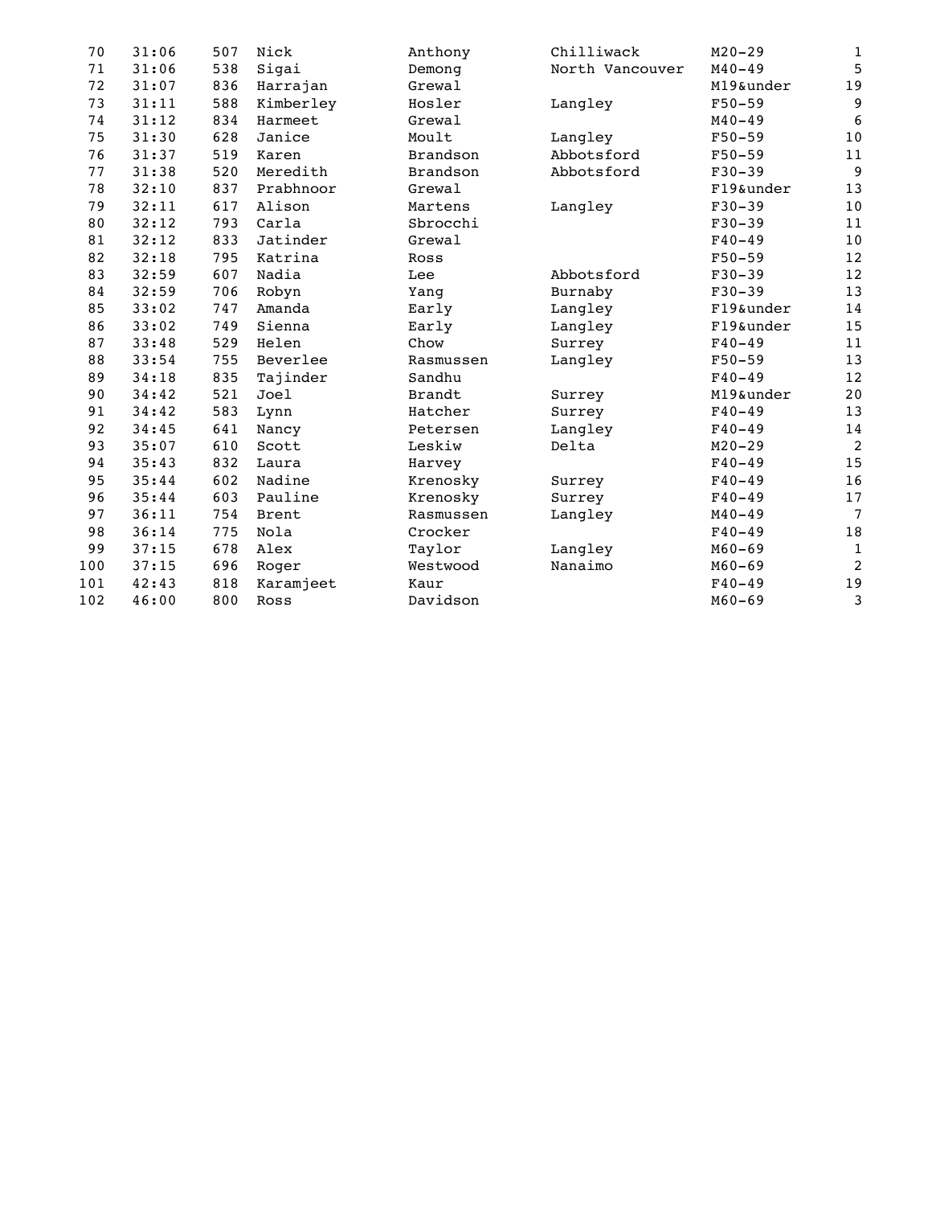| | | | | | | | |
|---|---|---|---|---|---|---|---|
| 70 | 31:06 | 507 | Nick | Anthony | Chilliwack | M20-29 | 1 |
| 71 | 31:06 | 538 | Sigai | Demong | North Vancouver | M40-49 | 5 |
| 72 | 31:07 | 836 | Harrajan | Grewal | | M19&under | 19 |
| 73 | 31:11 | 588 | Kimberley | Hosler | Langley | F50-59 | 9 |
| 74 | 31:12 | 834 | Harmeet | Grewal | | M40-49 | 6 |
| 75 | 31:30 | 628 | Janice | Moult | Langley | F50-59 | 10 |
| 76 | 31:37 | 519 | Karen | Brandson | Abbotsford | F50-59 | 11 |
| 77 | 31:38 | 520 | Meredith | Brandson | Abbotsford | F30-39 | 9 |
| 78 | 32:10 | 837 | Prabhnoor | Grewal | | F19&under | 13 |
| 79 | 32:11 | 617 | Alison | Martens | Langley | F30-39 | 10 |
| 80 | 32:12 | 793 | Carla | Sbrocchi | | F30-39 | 11 |
| 81 | 32:12 | 833 | Jatinder | Grewal | | F40-49 | 10 |
| 82 | 32:18 | 795 | Katrina | Ross | | F50-59 | 12 |
| 83 | 32:59 | 607 | Nadia | Lee | Abbotsford | F30-39 | 12 |
| 84 | 32:59 | 706 | Robyn | Yang | Burnaby | F30-39 | 13 |
| 85 | 33:02 | 747 | Amanda | Early | Langley | F19&under | 14 |
| 86 | 33:02 | 749 | Sienna | Early | Langley | F19&under | 15 |
| 87 | 33:48 | 529 | Helen | Chow | Surrey | F40-49 | 11 |
| 88 | 33:54 | 755 | Beverlee | Rasmussen | Langley | F50-59 | 13 |
| 89 | 34:18 | 835 | Tajinder | Sandhu | | F40-49 | 12 |
| 90 | 34:42 | 521 | Joel | Brandt | Surrey | M19&under | 20 |
| 91 | 34:42 | 583 | Lynn | Hatcher | Surrey | F40-49 | 13 |
| 92 | 34:45 | 641 | Nancy | Petersen | Langley | F40-49 | 14 |
| 93 | 35:07 | 610 | Scott | Leskiw | Delta | M20-29 | 2 |
| 94 | 35:43 | 832 | Laura | Harvey | | F40-49 | 15 |
| 95 | 35:44 | 602 | Nadine | Krenosky | Surrey | F40-49 | 16 |
| 96 | 35:44 | 603 | Pauline | Krenosky | Surrey | F40-49 | 17 |
| 97 | 36:11 | 754 | Brent | Rasmussen | Langley | M40-49 | 7 |
| 98 | 36:14 | 775 | Nola | Crocker | | F40-49 | 18 |
| 99 | 37:15 | 678 | Alex | Taylor | Langley | M60-69 | 1 |
| 100 | 37:15 | 696 | Roger | Westwood | Nanaimo | M60-69 | 2 |
| 101 | 42:43 | 818 | Karamjeet | Kaur | | F40-49 | 19 |
| 102 | 46:00 | 800 | Ross | Davidson | | M60-69 | 3 |